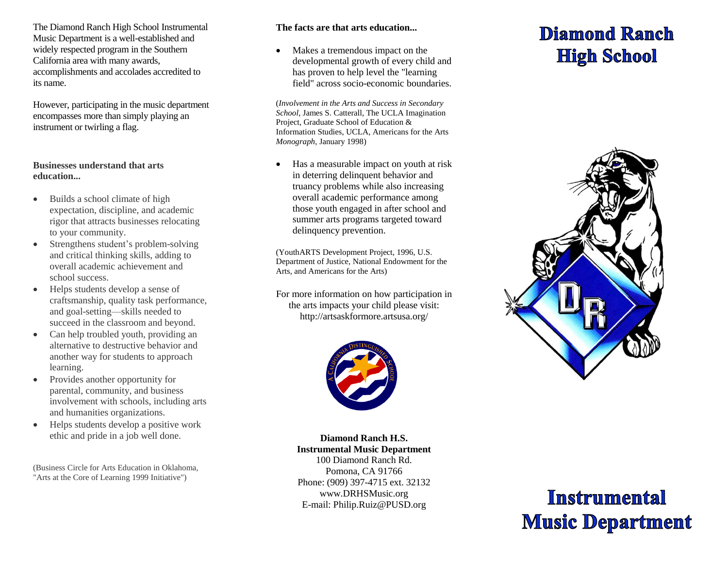The Diamond Ranch High School Instrumental Music Department is a well-established and widely respected program in the Southern California area with many awards, accomplishments and accolades accredited to its name.

However, participating in the music department encompasses more than simply playing an instrument or twirling a flag.

**Businesses understand that arts education...**

- Builds a school climate of high expectation, discipline, and academic rigor that attracts businesses relocating to your community.
- Strengthens student's problem-solving and critical thinking skills, adding to overall academic achievement and school success.
- Helps students develop a sense of craftsmanship, quality task performance, and goal-setting—skills needed to succeed in the classroom and beyond.
- Can help troubled youth, providing an alternative to destructive behavior and another way for students to approach learning.
- Provides another opportunity for parental, community, and business involvement with schools, including arts and humanities organizations.
- Helps students develop a positive work ethic and pride in a job well done.

(Business Circle for Arts Education in Oklahoma, "Arts at the Core of Learning 1999 Initiative")

**The facts are that arts education...**

- Makes a tremendous impact on the developmental growth of every child and has proven to help level the "learning field" across socio-economic boundaries.

(*Involvement in the Arts and Success in Secondary School*, James S. Catterall, The UCLA Imagination Project, Graduate School of Education & Information Studies, UCLA, Americans for the Arts *Monograph*, January 1998)

- Has a measurable impact on youth at risk in deterring delinquent behavior and truancy problems while also increasing overall academic performance among those youth engaged in after school and summer arts programs targeted toward delinquency prevention.

(YouthARTS Development Project, 1996, U.S. Department of Justice, National Endowment for the Arts, and Americans for the Arts)

For more information on how participation in the arts impacts your child please visit: http://artsaskformore.artsusa.org/

A CALIFORNIA DISTINGUISHED SCHOOL

**Diamond Ranch H.S.**
**Instrumental Music Department**
100 Diamond Ranch Rd.
Pomona, CA 91766
Phone: (909) 397-4715 ext. 32132
www.DRHSMusic.org
E-mail: Philip.Ruiz@PUSD.org

# Diamond Ranch High School

# Instrumental Music Department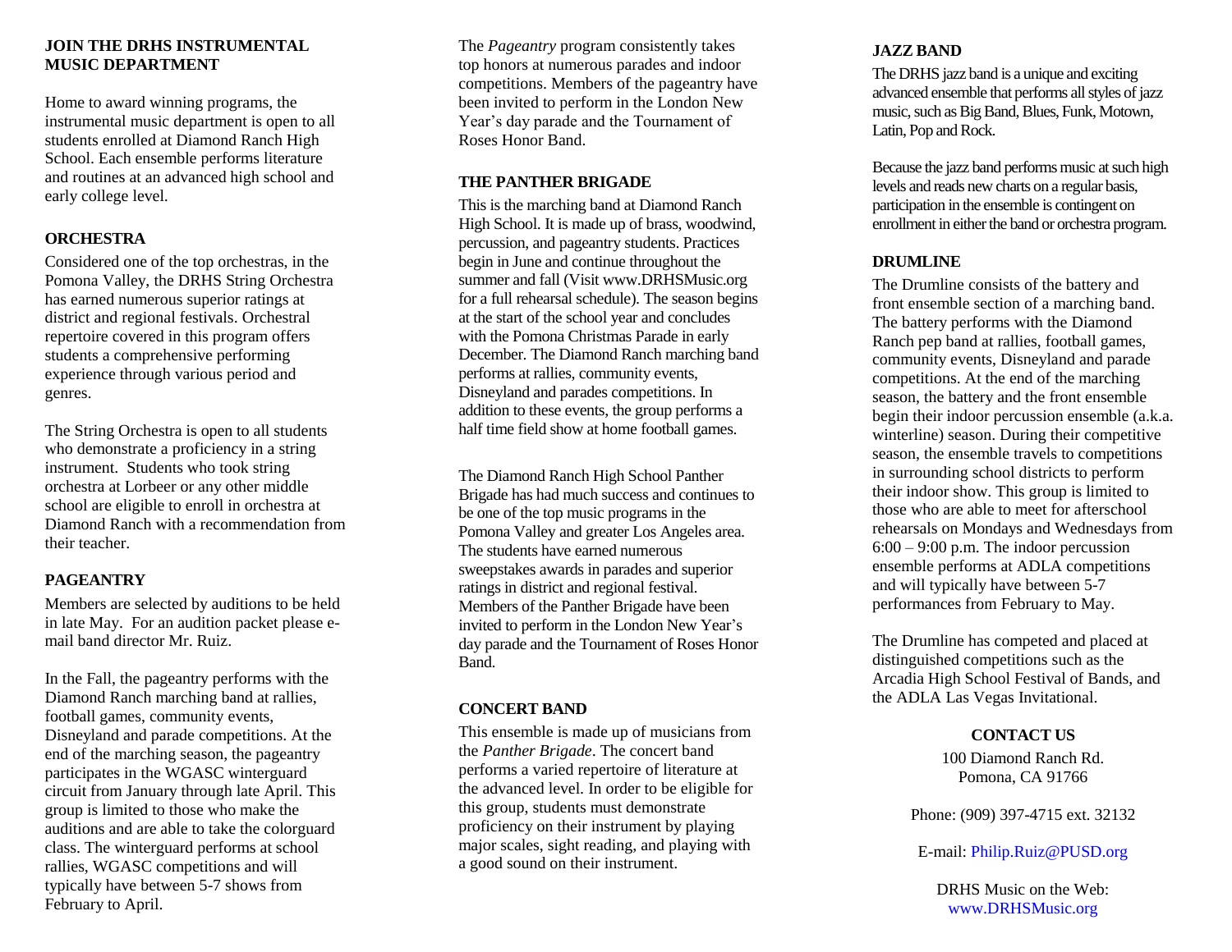## JOIN THE DRHS INSTRUMENTAL MUSIC DEPARTMENT

Home to award winning programs, the instrumental music department is open to all students enrolled at Diamond Ranch High School. Each ensemble performs literature and routines at an advanced high school and early college level.

### ORCHESTRA

Considered one of the top orchestras, in the Pomona Valley, the DRHS String Orchestra has earned numerous superior ratings at district and regional festivals. Orchestral repertoire covered in this program offers students a comprehensive performing experience through various period and genres.

The String Orchestra is open to all students who demonstrate a proficiency in a string instrument. Students who took string orchestra at Lorbeer or any other middle school are eligible to enroll in orchestra at Diamond Ranch with a recommendation from their teacher.

### PAGEANTRY

Members are selected by auditions to be held in late May. For an audition packet please e-mail band director Mr. Ruiz.

In the Fall, the pageantry performs with the Diamond Ranch marching band at rallies, football games, community events, Disneyland and parade competitions. At the end of the marching season, the pageantry participates in the WGASC winterguard circuit from January through late April. This group is limited to those who make the auditions and are able to take the colorguard class. The winterguard performs at school rallies, WGASC competitions and will typically have between 5-7 shows from February to April.

The *Pageantry* program consistently takes top honors at numerous parades and indoor competitions. Members of the pageantry have been invited to perform in the London New Year's day parade and the Tournament of Roses Honor Band.

### THE PANTHER BRIGADE

This is the marching band at Diamond Ranch High School. It is made up of brass, woodwind, percussion, and pageantry students. Practices begin in June and continue throughout the summer and fall (Visit www.DRHSMusic.org for a full rehearsal schedule). The season begins at the start of the school year and concludes with the Pomona Christmas Parade in early December. The Diamond Ranch marching band performs at rallies, community events, Disneyland and parades competitions. In addition to these events, the group performs a half time field show at home football games.

The Diamond Ranch High School Panther Brigade has had much success and continues to be one of the top music programs in the Pomona Valley and greater Los Angeles area. The students have earned numerous sweepstakes awards in parades and superior ratings in district and regional festival. Members of the Panther Brigade have been invited to perform in the London New Year's day parade and the Tournament of Roses Honor Band.

### CONCERT BAND

This ensemble is made up of musicians from the *Panther Brigade*. The concert band performs a varied repertoire of literature at the advanced level. In order to be eligible for this group, students must demonstrate proficiency on their instrument by playing major scales, sight reading, and playing with a good sound on their instrument.

### JAZZ BAND

The DRHS jazz band is a unique and exciting advanced ensemble that performs all styles of jazz music, such as Big Band, Blues, Funk, Motown, Latin, Pop and Rock.

Because the jazz band performs music at such high levels and reads new charts on a regular basis, participation in the ensemble is contingent on enrollment in either the band or orchestra program.

### DRUMLINE

The Drumline consists of the battery and front ensemble section of a marching band. The battery performs with the Diamond Ranch pep band at rallies, football games, community events, Disneyland and parade competitions. At the end of the marching season, the battery and the front ensemble begin their indoor percussion ensemble (a.k.a. winterline) season. During their competitive season, the ensemble travels to competitions in surrounding school districts to perform their indoor show. This group is limited to those who are able to meet for afterschool rehearsals on Mondays and Wednesdays from 6:00 – 9:00 p.m. The indoor percussion ensemble performs at ADLA competitions and will typically have between 5-7 performances from February to May.

The Drumline has competed and placed at distinguished competitions such as the Arcadia High School Festival of Bands, and the ADLA Las Vegas Invitational.

### CONTACT US

100 Diamond Ranch Rd.
Pomona, CA 91766

Phone: (909) 397-4715 ext. 32132

E-mail: Philip.Ruiz@PUSD.org

DRHS Music on the Web:
www.DRHSMusic.org